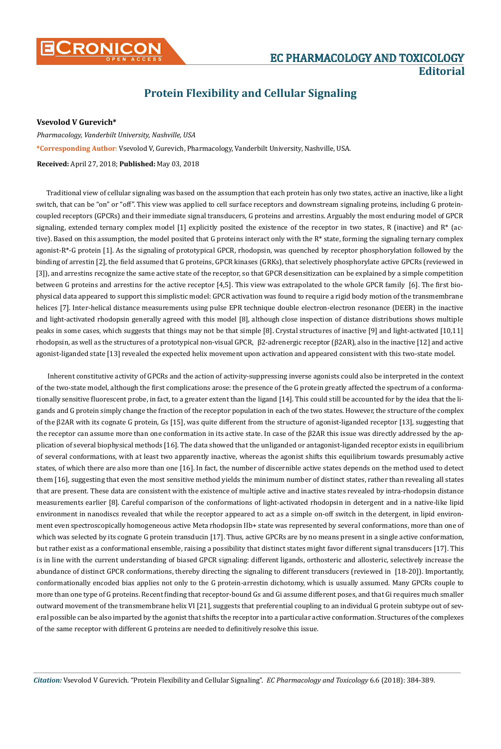# Protein Flexibility and Cellular Signaling

**Vsevolod V Gurevich***

*Pharmacology, Vanderbilt University, Nashville, USA*

***Corresponding Author**: Vsevolod V, Gurevich, Pharmacology, Vanderbilt University, Nashville, USA.

**Received:** April 27, 2018; **Published:** May 03, 2018

Traditional view of cellular signaling was based on the assumption that each protein has only two states, active an inactive, like a light switch, that can be "on" or "off". This view was applied to cell surface receptors and downstream signaling proteins, including G protein-coupled receptors (GPCRs) and their immediate signal transducers, G proteins and arrestins. Arguably the most enduring model of GPCR signaling, extended ternary complex model [1] explicitly posited the existence of the receptor in two states, R (inactive) and R* (active). Based on this assumption, the model posited that G proteins interact only with the R* state, forming the signaling ternary complex agonist-R*-G protein [1]. As the signaling of prototypical GPCR, rhodopsin, was quenched by receptor phosphorylation followed by the binding of arrestin [2], the field assumed that G proteins, GPCR kinases (GRKs), that selectively phosphorylate active GPCRs (reviewed in [3]), and arrestins recognize the same active state of the receptor, so that GPCR desensitization can be explained by a simple competition between G proteins and arrestins for the active receptor [4,5]. This view was extrapolated to the whole GPCR family [6]. The first biophysical data appeared to support this simplistic model: GPCR activation was found to require a rigid body motion of the transmembrane helices [7]. Inter-helical distance measurements using pulse EPR technique double electron-electron resonance (DEER) in the inactive and light-activated rhodopsin generally agreed with this model [8], although close inspection of distance distributions shows multiple peaks in some cases, which suggests that things may not be that simple [8]. Crystal structures of inactive [9] and light-activated [10,11] rhodopsin, as well as the structures of a prototypical non-visual GPCR, β2-adrenergic receptor (β2AR), also in the inactive [12] and active agonist-liganded state [13] revealed the expected helix movement upon activation and appeared consistent with this two-state model.

Inherent constitutive activity of GPCRs and the action of activity-suppressing inverse agonists could also be interpreted in the context of the two-state model, although the first complications arose: the presence of the G protein greatly affected the spectrum of a conformationally sensitive fluorescent probe, in fact, to a greater extent than the ligand [14]. This could still be accounted for by the idea that the ligands and G protein simply change the fraction of the receptor population in each of the two states. However, the structure of the complex of the β2AR with its cognate G protein, Gs [15], was quite different from the structure of agonist-liganded receptor [13], suggesting that the receptor can assume more than one conformation in its active state. In case of the β2AR this issue was directly addressed by the application of several biophysical methods [16]. The data showed that the unliganded or antagonist-liganded receptor exists in equilibrium of several conformations, with at least two apparently inactive, whereas the agonist shifts this equilibrium towards presumably active states, of which there are also more than one [16]. In fact, the number of discernible active states depends on the method used to detect them [16], suggesting that even the most sensitive method yields the minimum number of distinct states, rather than revealing all states that are present. These data are consistent with the existence of multiple active and inactive states revealed by intra-rhodopsin distance measurements earlier [8]. Careful comparison of the conformations of light-activated rhodopsin in detergent and in a native-like lipid environment in nanodiscs revealed that while the receptor appeared to act as a simple on-off switch in the detergent, in lipid environment even spectroscopically homogeneous active Meta rhodopsin IIb+ state was represented by several conformations, more than one of which was selected by its cognate G protein transducin [17]. Thus, active GPCRs are by no means present in a single active conformation, but rather exist as a conformational ensemble, raising a possibility that distinct states might favor different signal transducers [17]. This is in line with the current understanding of biased GPCR signaling: different ligands, orthosteric and allosteric, selectively increase the abundance of distinct GPCR conformations, thereby directing the signaling to different transducers (reviewed in [18-20]). Importantly, conformationally encoded bias applies not only to the G protein-arrestin dichotomy, which is usually assumed. Many GPCRs couple to more than one type of G proteins. Recent finding that receptor-bound Gs and Gi assume different poses, and that Gi requires much smaller outward movement of the transmembrane helix VI [21], suggests that preferential coupling to an individual G protein subtype out of several possible can be also imparted by the agonist that shifts the receptor into a particular active conformation. Structures of the complexes of the same receptor with different G proteins are needed to definitively resolve this issue.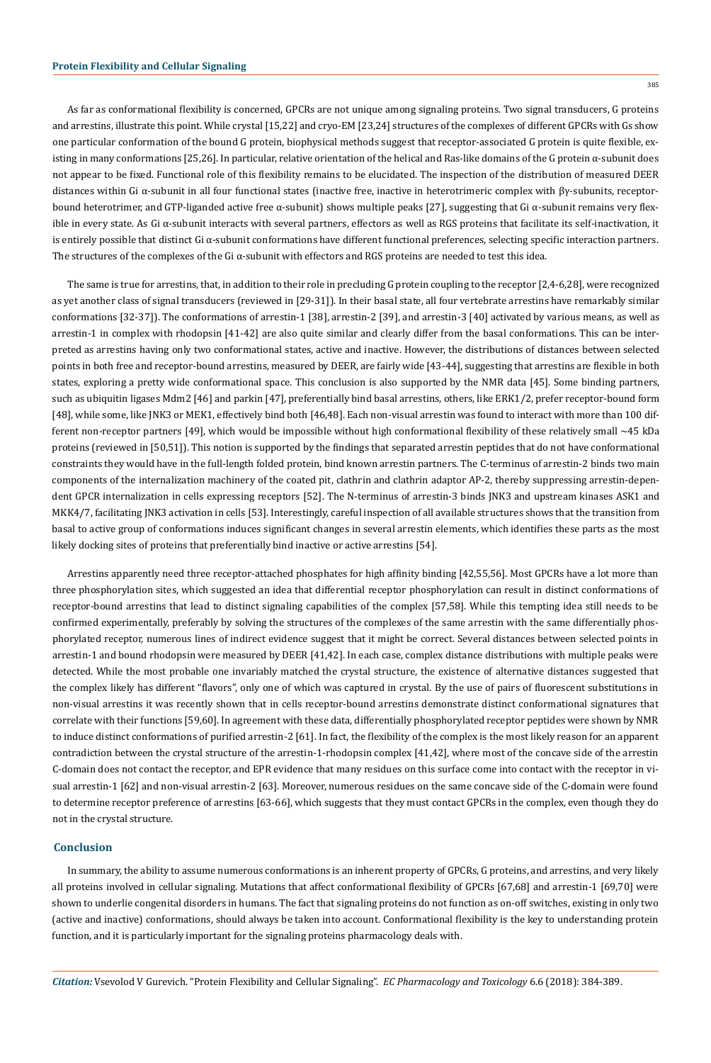As far as conformational flexibility is concerned, GPCRs are not unique among signaling proteins. Two signal transducers, G proteins and arrestins, illustrate this point. While crystal [15,22] and cryo-EM [23,24] structures of the complexes of different GPCRs with Gs show one particular conformation of the bound G protein, biophysical methods suggest that receptor-associated G protein is quite flexible, existing in many conformations [25,26]. In particular, relative orientation of the helical and Ras-like domains of the G protein α-subunit does not appear to be fixed. Functional role of this flexibility remains to be elucidated. The inspection of the distribution of measured DEER distances within Gi α-subunit in all four functional states (inactive free, inactive in heterotrimeric complex with βγ-subunits, receptor-bound heterotrimer, and GTP-liganded active free α-subunit) shows multiple peaks [27], suggesting that Gi α-subunit remains very flexible in every state. As Gi α-subunit interacts with several partners, effectors as well as RGS proteins that facilitate its self-inactivation, it is entirely possible that distinct Gi α-subunit conformations have different functional preferences, selecting specific interaction partners. The structures of the complexes of the Gi α-subunit with effectors and RGS proteins are needed to test this idea.

The same is true for arrestins, that, in addition to their role in precluding G protein coupling to the receptor [2,4-6,28], were recognized as yet another class of signal transducers (reviewed in [29-31]). In their basal state, all four vertebrate arrestins have remarkably similar conformations [32-37]). The conformations of arrestin-1 [38], arrestin-2 [39], and arrestin-3 [40] activated by various means, as well as arrestin-1 in complex with rhodopsin [41-42] are also quite similar and clearly differ from the basal conformations. This can be interpreted as arrestins having only two conformational states, active and inactive. However, the distributions of distances between selected points in both free and receptor-bound arrestins, measured by DEER, are fairly wide [43-44], suggesting that arrestins are flexible in both states, exploring a pretty wide conformational space. This conclusion is also supported by the NMR data [45]. Some binding partners, such as ubiquitin ligases Mdm2 [46] and parkin [47], preferentially bind basal arrestins, others, like ERK1/2, prefer receptor-bound form [48], while some, like JNK3 or MEK1, effectively bind both [46,48]. Each non-visual arrestin was found to interact with more than 100 different non-receptor partners [49], which would be impossible without high conformational flexibility of these relatively small ~45 kDa proteins (reviewed in [50,51]). This notion is supported by the findings that separated arrestin peptides that do not have conformational constraints they would have in the full-length folded protein, bind known arrestin partners. The C-terminus of arrestin-2 binds two main components of the internalization machinery of the coated pit, clathrin and clathrin adaptor AP-2, thereby suppressing arrestin-dependent GPCR internalization in cells expressing receptors [52]. The N-terminus of arrestin-3 binds JNK3 and upstream kinases ASK1 and MKK4/7, facilitating JNK3 activation in cells [53]. Interestingly, careful inspection of all available structures shows that the transition from basal to active group of conformations induces significant changes in several arrestin elements, which identifies these parts as the most likely docking sites of proteins that preferentially bind inactive or active arrestins [54].

Arrestins apparently need three receptor-attached phosphates for high affinity binding [42,55,56]. Most GPCRs have a lot more than three phosphorylation sites, which suggested an idea that differential receptor phosphorylation can result in distinct conformations of receptor-bound arrestins that lead to distinct signaling capabilities of the complex [57,58]. While this tempting idea still needs to be confirmed experimentally, preferably by solving the structures of the complexes of the same arrestin with the same differentially phosphorylated receptor, numerous lines of indirect evidence suggest that it might be correct. Several distances between selected points in arrestin-1 and bound rhodopsin were measured by DEER [41,42]. In each case, complex distance distributions with multiple peaks were detected. While the most probable one invariably matched the crystal structure, the existence of alternative distances suggested that the complex likely has different "flavors", only one of which was captured in crystal. By the use of pairs of fluorescent substitutions in non-visual arrestins it was recently shown that in cells receptor-bound arrestins demonstrate distinct conformational signatures that correlate with their functions [59,60]. In agreement with these data, differentially phosphorylated receptor peptides were shown by NMR to induce distinct conformations of purified arrestin-2 [61]. In fact, the flexibility of the complex is the most likely reason for an apparent contradiction between the crystal structure of the arrestin-1-rhodopsin complex [41,42], where most of the concave side of the arrestin C-domain does not contact the receptor, and EPR evidence that many residues on this surface come into contact with the receptor in visual arrestin-1 [62] and non-visual arrestin-2 [63]. Moreover, numerous residues on the same concave side of the C-domain were found to determine receptor preference of arrestins [63-66], which suggests that they must contact GPCRs in the complex, even though they do not in the crystal structure.

## Conclusion

In summary, the ability to assume numerous conformations is an inherent property of GPCRs, G proteins, and arrestins, and very likely all proteins involved in cellular signaling. Mutations that affect conformational flexibility of GPCRs [67,68] and arrestin-1 [69,70] were shown to underlie congenital disorders in humans. The fact that signaling proteins do not function as on-off switches, existing in only two (active and inactive) conformations, should always be taken into account. Conformational flexibility is the key to understanding protein function, and it is particularly important for the signaling proteins pharmacology deals with.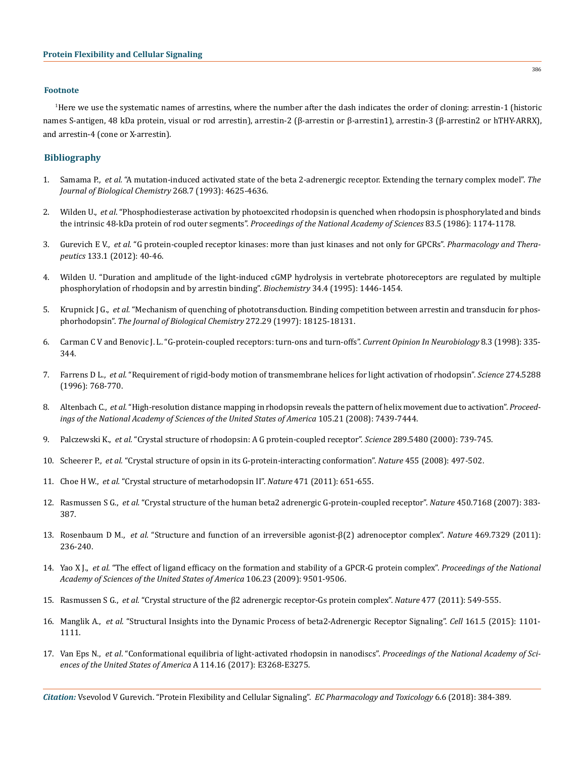### Footnote

[1]Here we use the systematic names of arrestins, where the number after the dash indicates the order of cloning: arrestin-1 (historic names S-antigen, 48 kDa protein, visual or rod arrestin), arrestin-2 (β-arrestin or β-arrestin1), arrestin-3 (β-arrestin2 or hTHY-ARRX), and arrestin-4 (cone or X-arrestin).

## Bibliography

1. Samama P., *et al*. "A mutation-induced activated state of the beta 2-adrenergic receptor. Extending the ternary complex model". *The Journal of Biological Chemistry* 268.7 (1993): 4625-4636.
2. Wilden U., *et al*. "Phosphodiesterase activation by photoexcited rhodopsin is quenched when rhodopsin is phosphorylated and binds the intrinsic 48-kDa protein of rod outer segments". *Proceedings of the National Academy of Sciences* 83.5 (1986): 1174-1178.
3. Gurevich E V., *et al*. "G protein-coupled receptor kinases: more than just kinases and not only for GPCRs". *Pharmacology and Therapeutics* 133.1 (2012): 40-46.
4. Wilden U. "Duration and amplitude of the light-induced cGMP hydrolysis in vertebrate photoreceptors are regulated by multiple phosphorylation of rhodopsin and by arrestin binding". *Biochemistry* 34.4 (1995): 1446-1454.
5. Krupnick J G., *et al*. "Mechanism of quenching of phototransduction. Binding competition between arrestin and transducin for phosphorhodopsin". *The Journal of Biological Chemistry* 272.29 (1997): 18125-18131.
6. Carman C V and Benovic J. L. "G-protein-coupled receptors: turn-ons and turn-offs". *Current Opinion In Neurobiology* 8.3 (1998): 335-344.
7. Farrens D L., *et al*. "Requirement of rigid-body motion of transmembrane helices for light activation of rhodopsin". *Science* 274.5288 (1996): 768-770.
8. Altenbach C., *et al*. "High-resolution distance mapping in rhodopsin reveals the pattern of helix movement due to activation". *Proceedings of the National Academy of Sciences of the United States of America* 105.21 (2008): 7439-7444.
9. Palczewski K., *et al*. "Crystal structure of rhodopsin: A G protein-coupled receptor". *Science* 289.5480 (2000): 739-745.
10. Scheerer P., *et al*. "Crystal structure of opsin in its G-protein-interacting conformation". *Nature* 455 (2008): 497-502.
11. Choe H W., *et al*. "Crystal structure of metarhodopsin II". *Nature* 471 (2011): 651-655.
12. Rasmussen S G., *et al*. "Crystal structure of the human beta2 adrenergic G-protein-coupled receptor". *Nature* 450.7168 (2007): 383-387.
13. Rosenbaum D M., *et al*. "Structure and function of an irreversible agonist-β(2) adrenoceptor complex". *Nature* 469.7329 (2011): 236-240.
14. Yao X J., *et al*. "The effect of ligand efficacy on the formation and stability of a GPCR-G protein complex". *Proceedings of the National Academy of Sciences of the United States of America* 106.23 (2009): 9501-9506.
15. Rasmussen S G., *et al*. "Crystal structure of the β2 adrenergic receptor-Gs protein complex". *Nature* 477 (2011): 549-555.
16. Manglik A., *et al*. "Structural Insights into the Dynamic Process of beta2-Adrenergic Receptor Signaling". *Cell* 161.5 (2015): 1101-1111.
17. Van Eps N., *et al*. "Conformational equilibria of light-activated rhodopsin in nanodiscs". *Proceedings of the National Academy of Sciences of the United States of America* A 114.16 (2017): E3268-E3275.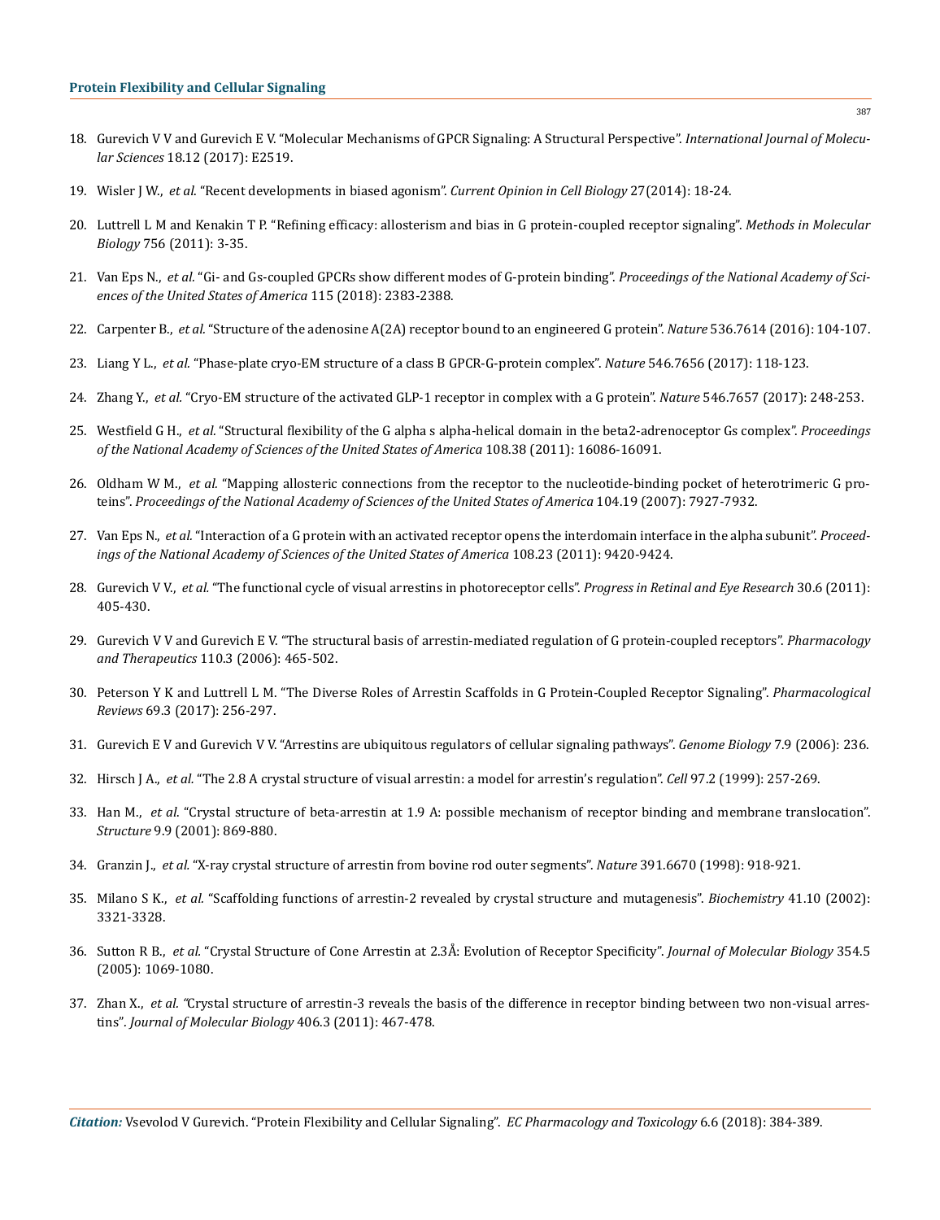18. Gurevich V V and Gurevich E V. "Molecular Mechanisms of GPCR Signaling: A Structural Perspective". *International Journal of Molecular Sciences* 18.12 (2017): E2519.

19. Wisler J W., *et al.* "Recent developments in biased agonism". *Current Opinion in Cell Biology* 27(2014): 18-24.

20. Luttrell L M and Kenakin T P. "Refining efficacy: allosterism and bias in G protein-coupled receptor signaling". *Methods in Molecular Biology* 756 (2011): 3-35.

21. Van Eps N., *et al.* "Gi- and Gs-coupled GPCRs show different modes of G-protein binding". *Proceedings of the National Academy of Sciences of the United States of America* 115 (2018): 2383-2388.

22. Carpenter B., *et al.* "Structure of the adenosine A(2A) receptor bound to an engineered G protein". *Nature* 536.7614 (2016): 104-107.

23. Liang Y L., *et al.* "Phase-plate cryo-EM structure of a class B GPCR-G-protein complex". *Nature* 546.7656 (2017): 118-123.

24. Zhang Y., *et al.* "Cryo-EM structure of the activated GLP-1 receptor in complex with a G protein". *Nature* 546.7657 (2017): 248-253.

25. Westfield G H., *et al.* "Structural flexibility of the G alpha s alpha-helical domain in the beta2-adrenoceptor Gs complex". *Proceedings of the National Academy of Sciences of the United States of America* 108.38 (2011): 16086-16091.

26. Oldham W M., *et al.* "Mapping allosteric connections from the receptor to the nucleotide-binding pocket of heterotrimeric G proteins". *Proceedings of the National Academy of Sciences of the United States of America* 104.19 (2007): 7927-7932.

27. Van Eps N., *et al.* "Interaction of a G protein with an activated receptor opens the interdomain interface in the alpha subunit". *Proceedings of the National Academy of Sciences of the United States of America* 108.23 (2011): 9420-9424.

28. Gurevich V V., *et al.* "The functional cycle of visual arrestins in photoreceptor cells". *Progress in Retinal and Eye Research* 30.6 (2011): 405-430.

29. Gurevich V V and Gurevich E V. "The structural basis of arrestin-mediated regulation of G protein-coupled receptors". *Pharmacology and Therapeutics* 110.3 (2006): 465-502.

30. Peterson Y K and Luttrell L M. "The Diverse Roles of Arrestin Scaffolds in G Protein-Coupled Receptor Signaling". *Pharmacological Reviews* 69.3 (2017): 256-297.

31. Gurevich E V and Gurevich V V. "Arrestins are ubiquitous regulators of cellular signaling pathways". *Genome Biology* 7.9 (2006): 236.

32. Hirsch J A., *et al.* "The 2.8 A crystal structure of visual arrestin: a model for arrestin's regulation". *Cell* 97.2 (1999): 257-269.

33. Han M., *et al.* "Crystal structure of beta-arrestin at 1.9 A: possible mechanism of receptor binding and membrane translocation". *Structure* 9.9 (2001): 869-880.

34. Granzin J., *et al.* "X-ray crystal structure of arrestin from bovine rod outer segments". *Nature* 391.6670 (1998): 918-921.

35. Milano S K., *et al.* "Scaffolding functions of arrestin-2 revealed by crystal structure and mutagenesis". *Biochemistry* 41.10 (2002): 3321-3328.

36. Sutton R B., *et al.* "Crystal Structure of Cone Arrestin at 2.3Å: Evolution of Receptor Specificity". *Journal of Molecular Biology* 354.5 (2005): 1069-1080.

37. Zhan X., *et al.* "Crystal structure of arrestin-3 reveals the basis of the difference in receptor binding between two non-visual arrestins". *Journal of Molecular Biology* 406.3 (2011): 467-478.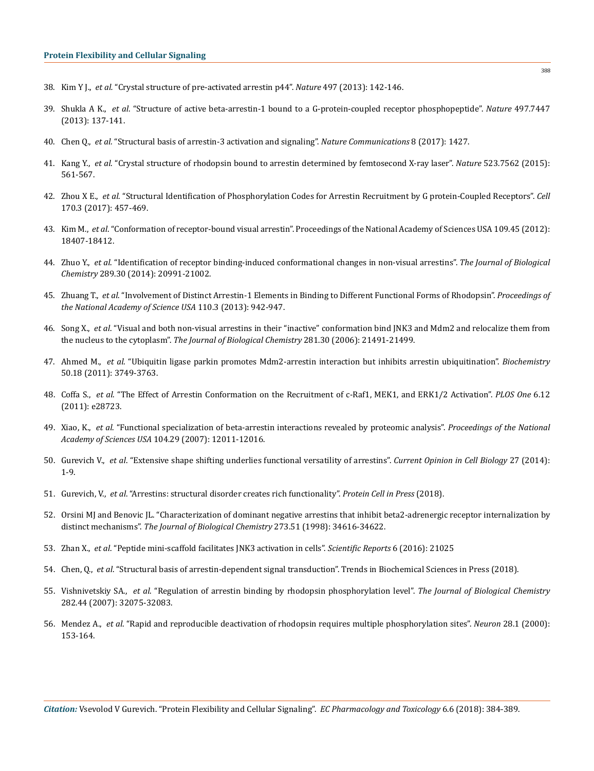38. Kim Y J., *et al.* "Crystal structure of pre-activated arrestin p44". *Nature* 497 (2013): 142-146.

39. Shukla A K., *et al*. "Structure of active beta-arrestin-1 bound to a G-protein-coupled receptor phosphopeptide". *Nature* 497.7447 (2013): 137-141.

40. Chen Q., *et al.* "Structural basis of arrestin-3 activation and signaling". *Nature Communications* 8 (2017): 1427.

41. Kang Y., *et al*. "Crystal structure of rhodopsin bound to arrestin determined by femtosecond X-ray laser". *Nature* 523.7562 (2015): 561-567.

42. Zhou X E., *et al*. "Structural Identification of Phosphorylation Codes for Arrestin Recruitment by G protein-Coupled Receptors". *Cell* 170.3 (2017): 457-469.

43. Kim M., *et al*. "Conformation of receptor-bound visual arrestin". Proceedings of the National Academy of Sciences USA 109.45 (2012): 18407-18412.

44. Zhuo Y., *et al*. "Identification of receptor binding-induced conformational changes in non-visual arrestins". *The Journal of Biological Chemistry* 289.30 (2014): 20991-21002.

45. Zhuang T., *et al*. "Involvement of Distinct Arrestin-1 Elements in Binding to Different Functional Forms of Rhodopsin". *Proceedings of the National Academy of Science USA* 110.3 (2013): 942-947.

46. Song X., *et al*. "Visual and both non-visual arrestins in their "inactive" conformation bind JNK3 and Mdm2 and relocalize them from the nucleus to the cytoplasm". *The Journal of Biological Chemistry* 281.30 (2006): 21491-21499.

47. Ahmed M., *et al*. "Ubiquitin ligase parkin promotes Mdm2-arrestin interaction but inhibits arrestin ubiquitination". *Biochemistry* 50.18 (2011): 3749-3763.

48. Coffa S., *et al*. "The Effect of Arrestin Conformation on the Recruitment of c-Raf1, MEK1, and ERK1/2 Activation". *PLOS One* 6.12 (2011): e28723.

49. Xiao, K., *et al*. "Functional specialization of beta-arrestin interactions revealed by proteomic analysis". *Proceedings of the National Academy of Sciences USA* 104.29 (2007): 12011-12016.

50. Gurevich V., *et al*. "Extensive shape shifting underlies functional versatility of arrestins". *Current Opinion in Cell Biology* 27 (2014): 1-9.

51. Gurevich, V., *et al*. "Arrestins: structural disorder creates rich functionality". *Protein Cell in Press* (2018).

52. Orsini MJ and Benovic JL. "Characterization of dominant negative arrestins that inhibit beta2-adrenergic receptor internalization by distinct mechanisms". *The Journal of Biological Chemistry* 273.51 (1998): 34616-34622.

53. Zhan X., *et al*. "Peptide mini-scaffold facilitates JNK3 activation in cells". *Scientific Reports* 6 (2016): 21025

54. Chen, Q., *et al*. "Structural basis of arrestin-dependent signal transduction". Trends in Biochemical Sciences in Press (2018).

55. Vishnivetskiy SA., *et al*. "Regulation of arrestin binding by rhodopsin phosphorylation level". *The Journal of Biological Chemistry* 282.44 (2007): 32075-32083.

56. Mendez A., *et al*. "Rapid and reproducible deactivation of rhodopsin requires multiple phosphorylation sites". *Neuron* 28.1 (2000): 153-164.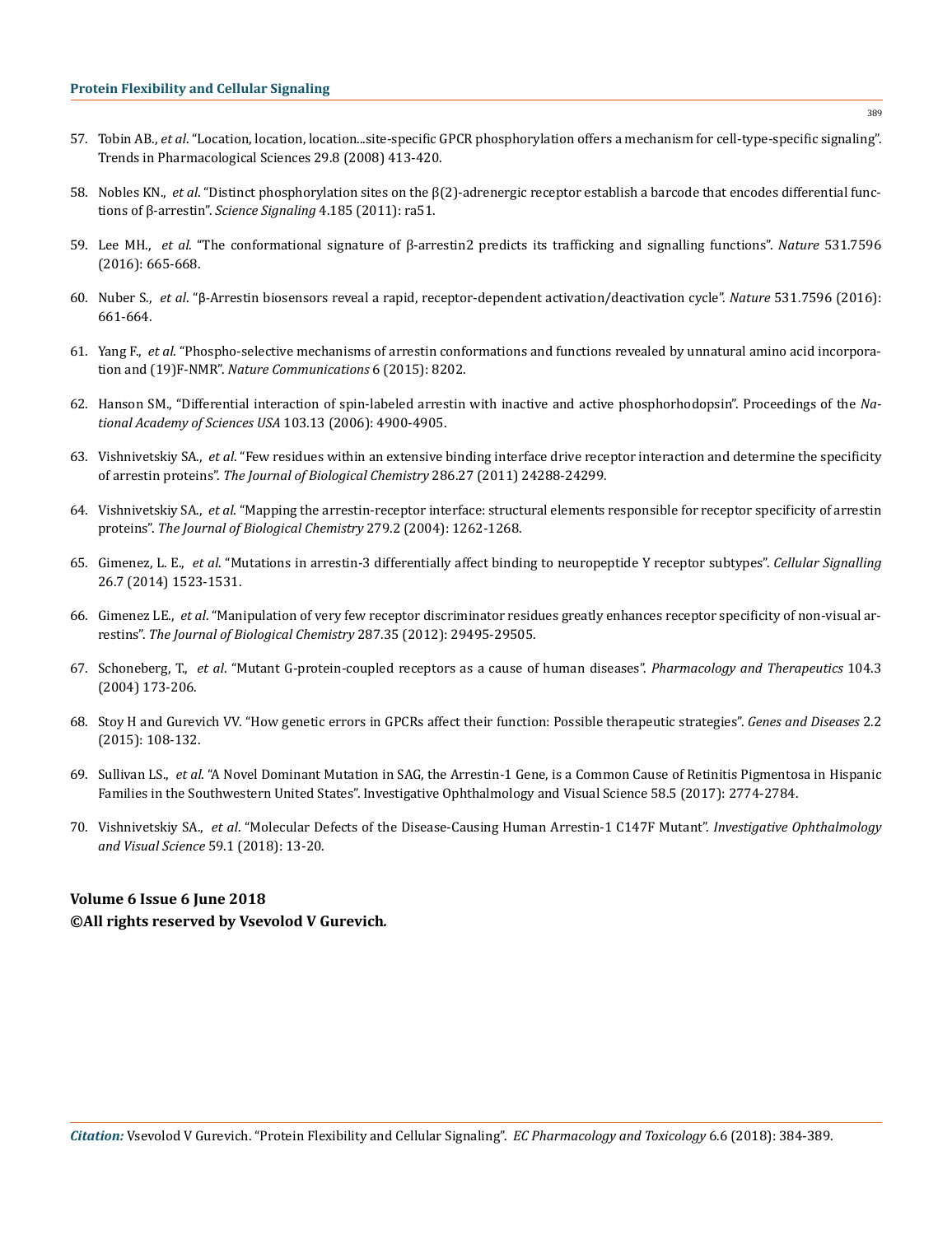57. Tobin AB., *et al*. "Location, location, location...site-specific GPCR phosphorylation offers a mechanism for cell-type-specific signaling". Trends in Pharmacological Sciences 29.8 (2008) 413-420.

58. Nobles KN., *et al*. "Distinct phosphorylation sites on the β(2)-adrenergic receptor establish a barcode that encodes differential functions of β-arrestin". *Science Signaling* 4.185 (2011): ra51.

59. Lee MH., *et al*. "The conformational signature of β-arrestin2 predicts its trafficking and signalling functions". *Nature* 531.7596 (2016): 665-668.

60. Nuber S., *et al*. "β-Arrestin biosensors reveal a rapid, receptor-dependent activation/deactivation cycle". *Nature* 531.7596 (2016): 661-664.

61. Yang F., *et al*. "Phospho-selective mechanisms of arrestin conformations and functions revealed by unnatural amino acid incorporation and (19)F-NMR". *Nature Communications* 6 (2015): 8202.

62. Hanson SM., "Differential interaction of spin-labeled arrestin with inactive and active phosphorhodopsin". Proceedings of the *National Academy of Sciences USA* 103.13 (2006): 4900-4905.

63. Vishnivetskiy SA., *et al*. "Few residues within an extensive binding interface drive receptor interaction and determine the specificity of arrestin proteins". *The Journal of Biological Chemistry* 286.27 (2011) 24288-24299.

64. Vishnivetskiy SA., *et al*. "Mapping the arrestin-receptor interface: structural elements responsible for receptor specificity of arrestin proteins". *The Journal of Biological Chemistry* 279.2 (2004): 1262-1268.

65. Gimenez, L. E., *et al*. "Mutations in arrestin-3 differentially affect binding to neuropeptide Y receptor subtypes". *Cellular Signalling* 26.7 (2014) 1523-1531.

66. Gimenez LE., *et al*. "Manipulation of very few receptor discriminator residues greatly enhances receptor specificity of non-visual arrestins". *The Journal of Biological Chemistry* 287.35 (2012): 29495-29505.

67. Schoneberg, T., *et al*. "Mutant G-protein-coupled receptors as a cause of human diseases". *Pharmacology and Therapeutics* 104.3 (2004) 173-206.

68. Stoy H and Gurevich VV. "How genetic errors in GPCRs affect their function: Possible therapeutic strategies". *Genes and Diseases* 2.2 (2015): 108-132.

69. Sullivan LS., *et al*. "A Novel Dominant Mutation in SAG, the Arrestin-1 Gene, is a Common Cause of Retinitis Pigmentosa in Hispanic Families in the Southwestern United States". Investigative Ophthalmology and Visual Science 58.5 (2017): 2774-2784.

70. Vishnivetskiy SA., *et al*. "Molecular Defects of the Disease-Causing Human Arrestin-1 C147F Mutant". *Investigative Ophthalmology and Visual Science* 59.1 (2018): 13-20.

**Volume 6 Issue 6 June 2018**
**©All rights reserved by Vsevolod V Gurevich.**